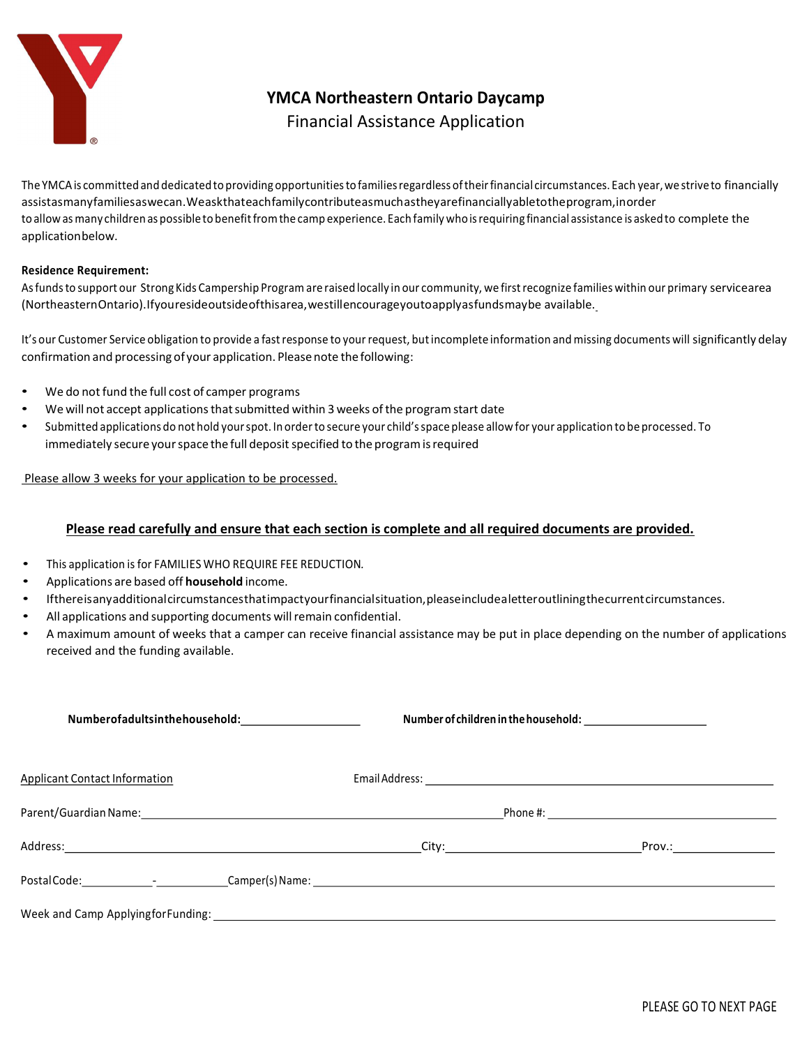# YMCA Northeastern Ontario Daycamp

## Financial Assistance Application

The YMCA is committed and dedicated to providing opportunities to families regardless of their financial circumstances. Each year, we strive to financially assist as many families as we can. We ask that each family contribute as much as they are financially able to the program, in order to allow as many children as possible to benefit from the camp experience. Each family who is requiring financial assistance is asked to complete the application below.

**Residence Requirement:**
As funds to support our Strong Kids Campership Program are raised locally in our community, we first recognize families within our primary service area (Northeastern Ontario). If you reside outside of this area, we still encourage you to apply as funds may be available.

It's our Customer Service obligation to provide a fast response to your request, but incomplete information and missing documents will significantly delay confirmation and processing of your application. Please note the following:

- We do not fund the full cost of camper programs
- We will not accept applications that submitted within 3 weeks of the program start date
- Submitted applications do not hold your spot. In order to secure your child's space please allow for your application to be processed. To immediately secure your space the full deposit specified to the program is required

Please allow 3 weeks for your application to be processed.

**Please read carefully and ensure that each section is complete and all required documents are provided.**

- This application is for FAMILIES WHO REQUIRE FEE REDUCTION.
- Applications are based off **household** income.
- If there is any additional circumstances that impact your financial situation, please include a letter outlining the current circumstances.
- All applications and supporting documents will remain confidential.
- A maximum amount of weeks that a camper can receive financial assistance may be put in place depending on the number of applications received and the funding available.

**Number of adults in the household:** ____________________ **Number of children in the household:** ____________________

Applicant Contact Information

Email Address: ______________________________

Parent/Guardian Name: ______________________________ Phone #: ______________________________

Address: ______________________________ City: ______________________________ Prov.: ______________

Postal Code: __________ - __________ Camper(s) Name: ______________________________

Week and Camp Applying for Funding: ______________________________

PLEASE GO TO NEXT PAGE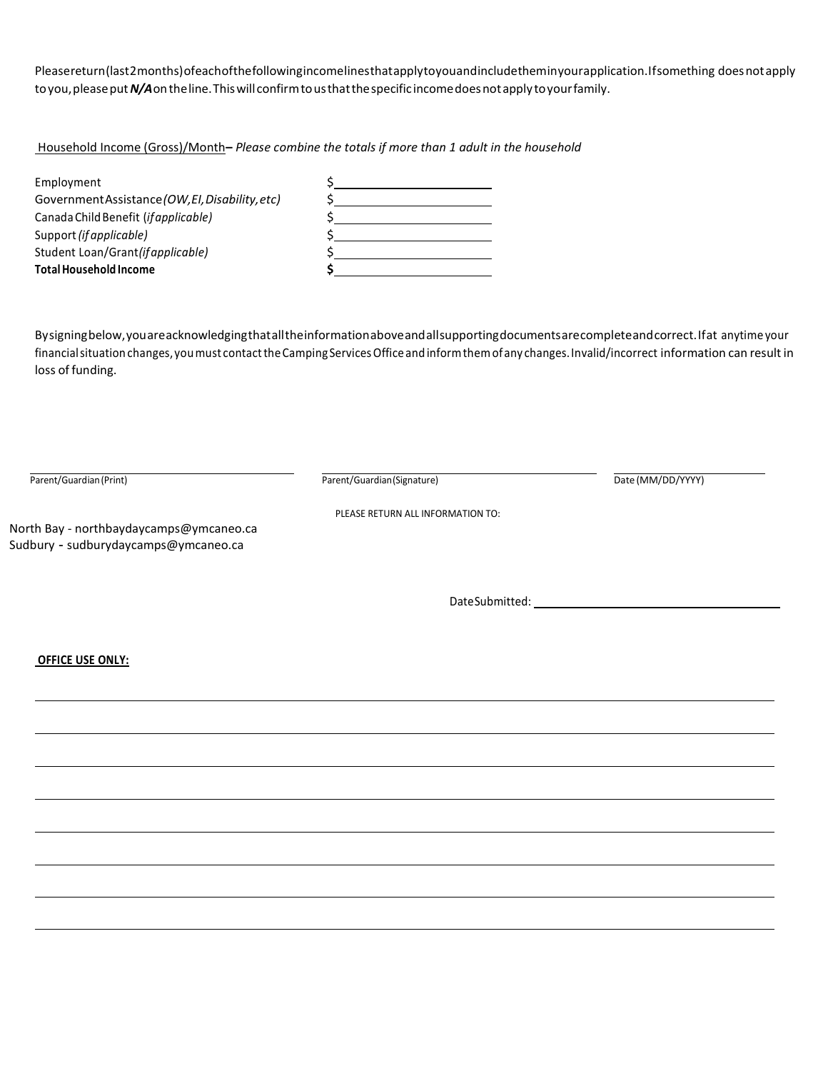Please return (last 2 months) of each of the following income lines that apply to you and include them in your application. If something does not apply to you, please put ***N/A*** on the line. This will confirm to us that the specific income does not apply to your family.

Household Income (Gross)/Month – *Please combine the totals if more than 1 adult in the household*

| | |
|---|---|
| Employment | $______________ |
| Government Assistance *(OW, EI, Disability, etc)* | $______________ |
| Canada Child Benefit (*if applicable)* | $______________ |
| Support *(if applicable)* | $______________ |
| Student Loan/Grant *(if applicable)* | $______________ |
| **Total Household Income** | **$**______________ |

By signing below, you are acknowledging that all the information above and all supporting documents are complete and correct. If at anytime your financial situation changes, you must contact the Camping Services Office and inform them of any changes. Invalid/incorrect information can result in loss of funding.

______________________ Parent/Guardian (Print)

______________________ Parent/Guardian (Signature)

______________________ Date (MM/DD/YYYY)

PLEASE RETURN ALL INFORMATION TO:

North Bay - northbaydaycamps@ymcaneo.ca
Sudbury - sudburydaycamps@ymcaneo.ca

Date Submitted: ______________________

**OFFICE USE ONLY:**

______________________________________________

______________________________________________

______________________________________________

______________________________________________

______________________________________________

______________________________________________

______________________________________________

______________________________________________